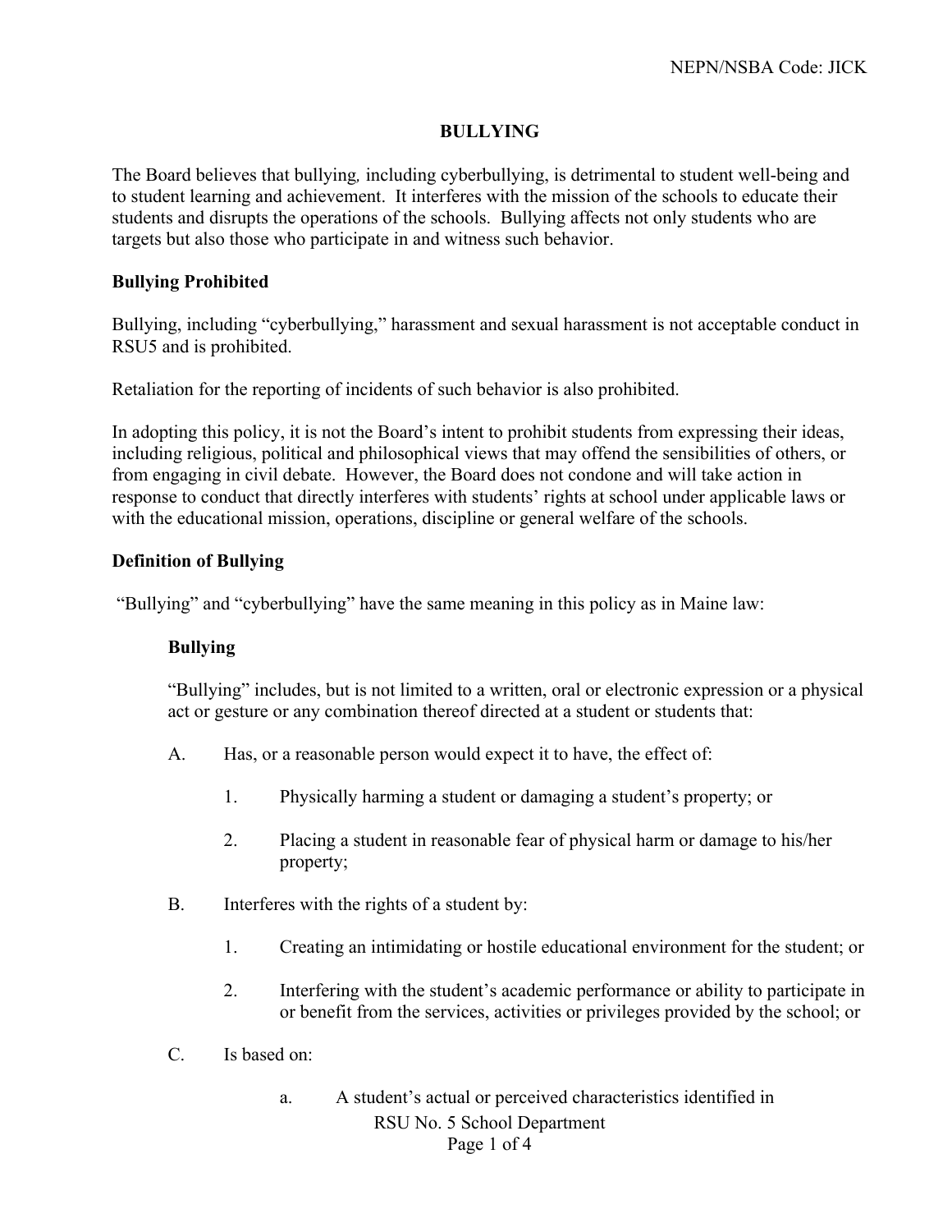# BULLYING

The Board believes that bullying*,* including cyberbullying, is detrimental to student well-being and to student learning and achievement. It interferes with the mission of the schools to educate their students and disrupts the operations of the schools. Bullying affects not only students who are targets but also those who participate in and witness such behavior.

## Bullying Prohibited

Bullying, including "cyberbullying," harassment and sexual harassment is not acceptable conduct in RSU5 and is prohibited.

Retaliation for the reporting of incidents of such behavior is also prohibited.

In adopting this policy, it is not the Board's intent to prohibit students from expressing their ideas, including religious, political and philosophical views that may offend the sensibilities of others, or from engaging in civil debate. However, the Board does not condone and will take action in response to conduct that directly interferes with students' rights at school under applicable laws or with the educational mission, operations, discipline or general welfare of the schools.

## Definition of Bullying

"Bullying" and "cyberbullying" have the same meaning in this policy as in Maine law:

### Bullying

"Bullying" includes, but is not limited to a written, oral or electronic expression or a physical act or gesture or any combination thereof directed at a student or students that:

A. Has, or a reasonable person would expect it to have, the effect of:

1. Physically harming a student or damaging a student's property; or
2. Placing a student in reasonable fear of physical harm or damage to his/her property;

B. Interferes with the rights of a student by:

1. Creating an intimidating or hostile educational environment for the student; or
2. Interfering with the student's academic performance or ability to participate in or benefit from the services, activities or privileges provided by the school; or

C. Is based on:

a. A student's actual or perceived characteristics identified in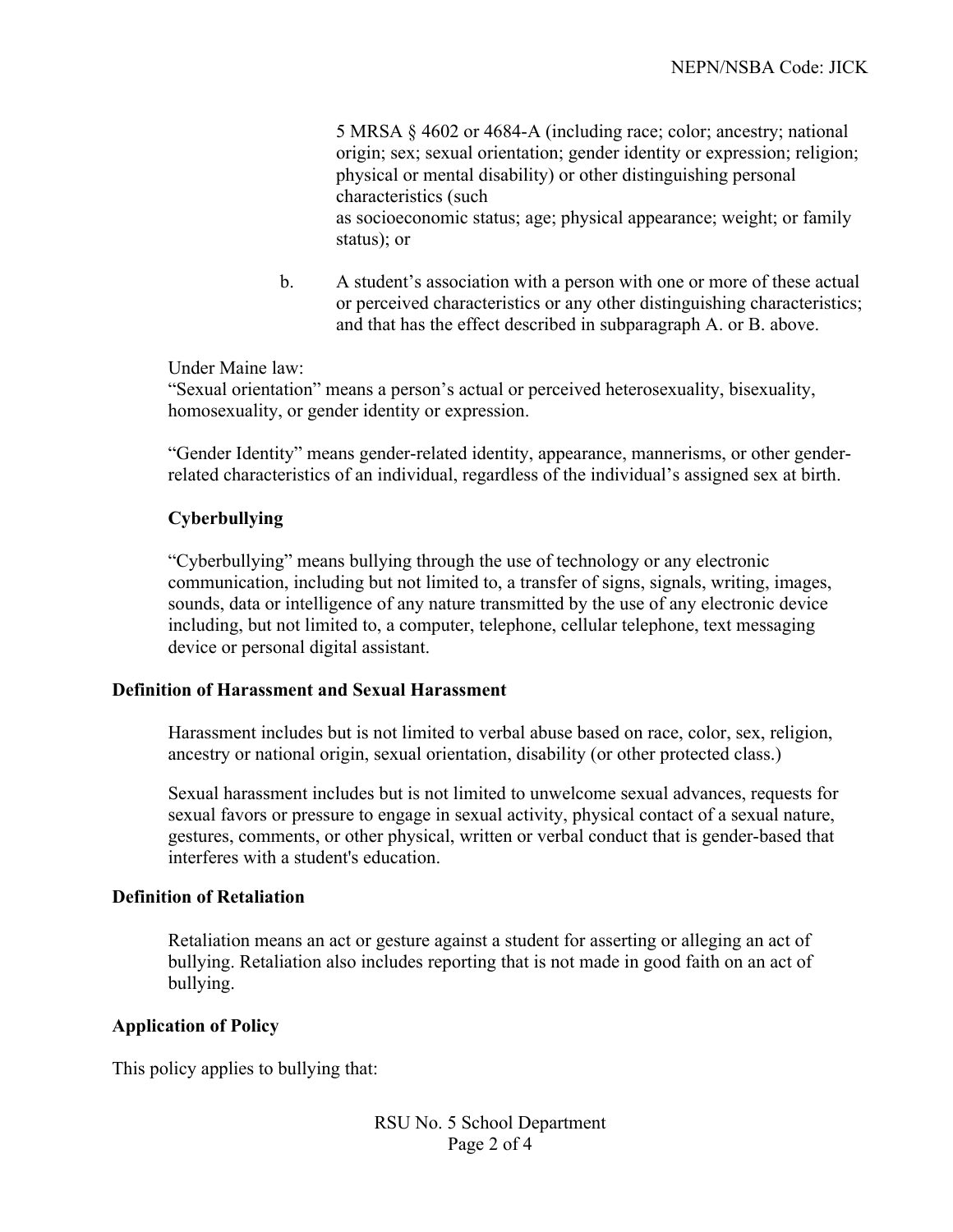5 MRSA § 4602 or 4684-A (including race; color; ancestry; national origin; sex; sexual orientation; gender identity or expression; religion; physical or mental disability) or other distinguishing personal characteristics (such as socioeconomic status; age; physical appearance; weight; or family status); or

b. A student's association with a person with one or more of these actual or perceived characteristics or any other distinguishing characteristics; and that has the effect described in subparagraph A. or B. above.

Under Maine law:
"Sexual orientation" means a person's actual or perceived heterosexuality, bisexuality, homosexuality, or gender identity or expression.

"Gender Identity" means gender-related identity, appearance, mannerisms, or other gender-related characteristics of an individual, regardless of the individual's assigned sex at birth.

**Cyberbullying**

"Cyberbullying" means bullying through the use of technology or any electronic communication, including but not limited to, a transfer of signs, signals, writing, images, sounds, data or intelligence of any nature transmitted by the use of any electronic device including, but not limited to, a computer, telephone, cellular telephone, text messaging device or personal digital assistant.

**Definition of Harassment and Sexual Harassment**

Harassment includes but is not limited to verbal abuse based on race, color, sex, religion, ancestry or national origin, sexual orientation, disability (or other protected class.)

Sexual harassment includes but is not limited to unwelcome sexual advances, requests for sexual favors or pressure to engage in sexual activity, physical contact of a sexual nature, gestures, comments, or other physical, written or verbal conduct that is gender-based that interferes with a student's education.

**Definition of Retaliation**

Retaliation means an act or gesture against a student for asserting or alleging an act of bullying. Retaliation also includes reporting that is not made in good faith on an act of bullying.

**Application of Policy**

This policy applies to bullying that: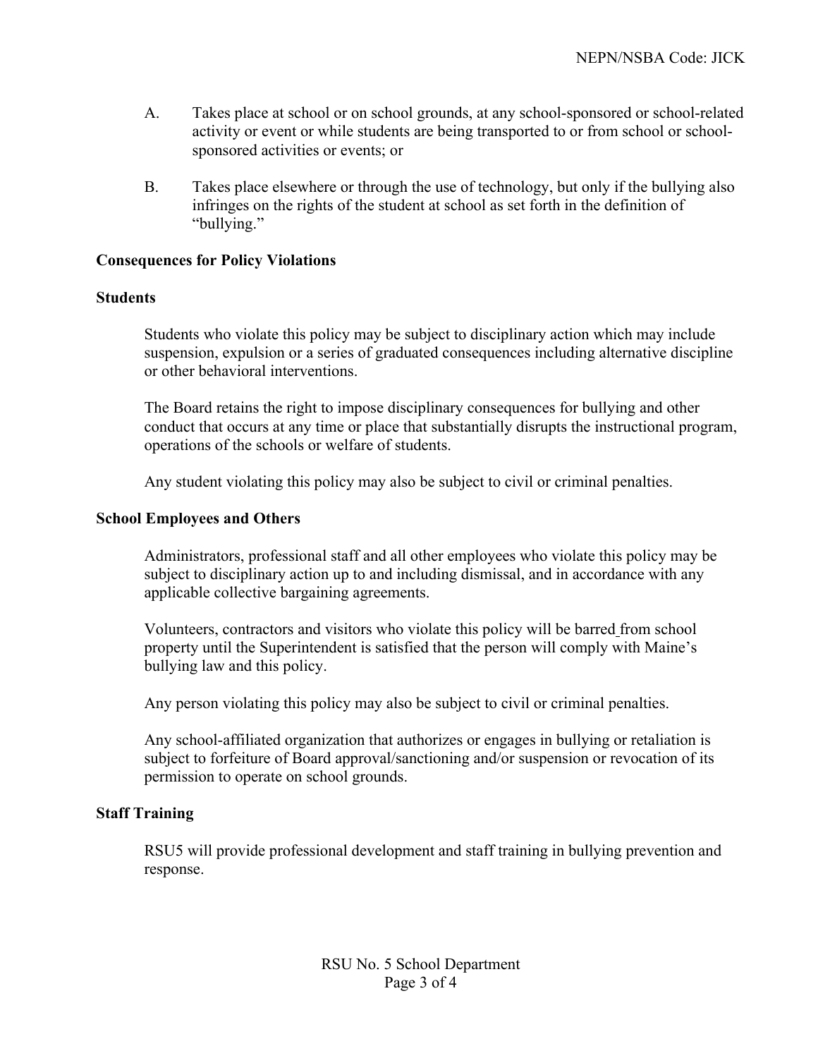A. Takes place at school or on school grounds, at any school-sponsored or school-related activity or event or while students are being transported to or from school or school-sponsored activities or events; or

B. Takes place elsewhere or through the use of technology, but only if the bullying also infringes on the rights of the student at school as set forth in the definition of "bullying."

**Consequences for Policy Violations**

**Students**

Students who violate this policy may be subject to disciplinary action which may include suspension, expulsion or a series of graduated consequences including alternative discipline or other behavioral interventions.

The Board retains the right to impose disciplinary consequences for bullying and other conduct that occurs at any time or place that substantially disrupts the instructional program, operations of the schools or welfare of students.

Any student violating this policy may also be subject to civil or criminal penalties.

**School Employees and Others**

Administrators, professional staff and all other employees who violate this policy may be subject to disciplinary action up to and including dismissal, and in accordance with any applicable collective bargaining agreements.

Volunteers, contractors and visitors who violate this policy will be barred from school property until the Superintendent is satisfied that the person will comply with Maine's bullying law and this policy.

Any person violating this policy may also be subject to civil or criminal penalties.

Any school-affiliated organization that authorizes or engages in bullying or retaliation is subject to forfeiture of Board approval/sanctioning and/or suspension or revocation of its permission to operate on school grounds.

**Staff Training**

RSU5 will provide professional development and staff training in bullying prevention and response.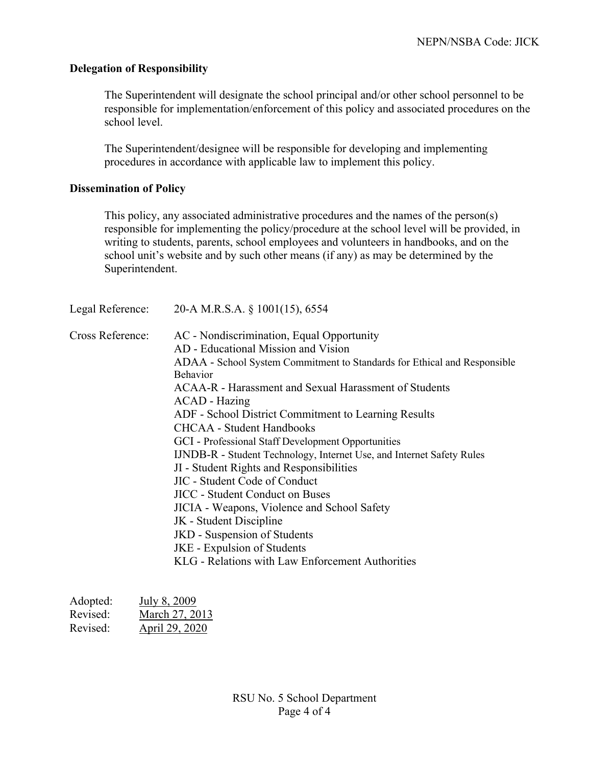### Delegation of Responsibility

The Superintendent will designate the school principal and/or other school personnel to be responsible for implementation/enforcement of this policy and associated procedures on the school level.

The Superintendent/designee will be responsible for developing and implementing procedures in accordance with applicable law to implement this policy.

### Dissemination of Policy

This policy, any associated administrative procedures and the names of the person(s) responsible for implementing the policy/procedure at the school level will be provided, in writing to students, parents, school employees and volunteers in handbooks, and on the school unit's website and by such other means (if any) as may be determined by the Superintendent.

Legal Reference: 20-A M.R.S.A. § 1001(15), 6554

Cross Reference:
- AC - Nondiscrimination, Equal Opportunity
- AD - Educational Mission and Vision
- ADAA - School System Commitment to Standards for Ethical and Responsible Behavior
- ACAA-R - Harassment and Sexual Harassment of Students
- ACAD - Hazing
- ADF - School District Commitment to Learning Results
- CHCAA - Student Handbooks
- GCI - Professional Staff Development Opportunities
- IJNDB-R - Student Technology, Internet Use, and Internet Safety Rules
- JI - Student Rights and Responsibilities
- JIC - Student Code of Conduct
- JICC - Student Conduct on Buses
- JICIA - Weapons, Violence and School Safety
- JK - Student Discipline
- JKD - Suspension of Students
- JKE - Expulsion of Students
- KLG - Relations with Law Enforcement Authorities

Adopted: July 8, 2009
Revised: March 27, 2013
Revised: April 29, 2020